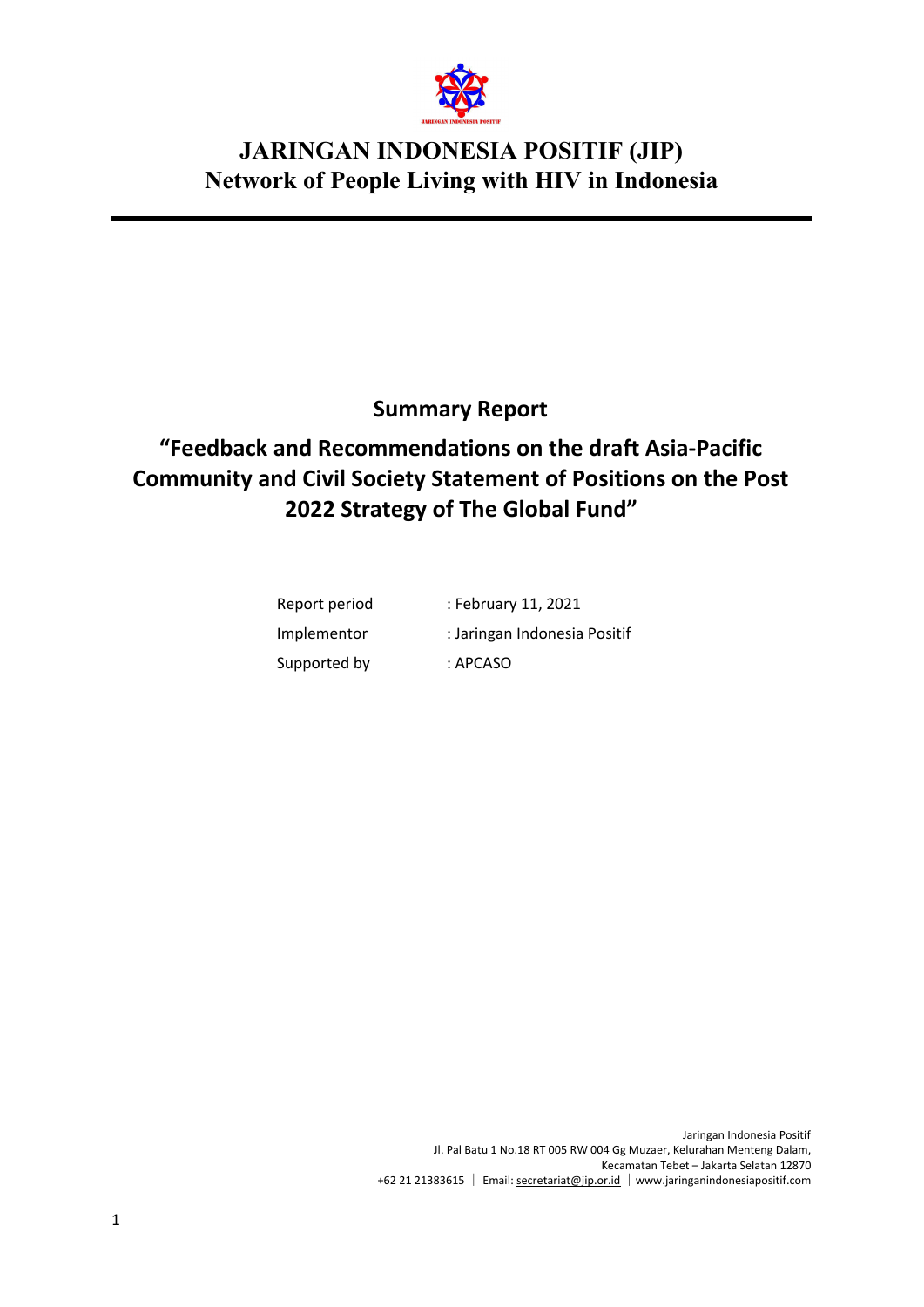# JARINGAN INDONESIA POSITIF (JIP)
## Network of People Living with HIV in Indonesia

## Summary Report

## "Feedback and Recommendations on the draft Asia-Pacific Community and Civil Society Statement of Positions on the Post 2022 Strategy of The Global Fund"

| | |
|---|---|
| Report period | : February 11, 2021 |
| Implementor | : Jaringan Indonesia Positif |
| Supported by | : APCASO |

Jaringan Indonesia Positif
Jl. Pal Batu 1 No.18 RT 005 RW 004 Gg Muzaer, Kelurahan Menteng Dalam,
Kecamatan Tebet – Jakarta Selatan 12870
+62 21 21383615 | Email: secretariat@jip.or.id | www.jaringanindonesiapositif.com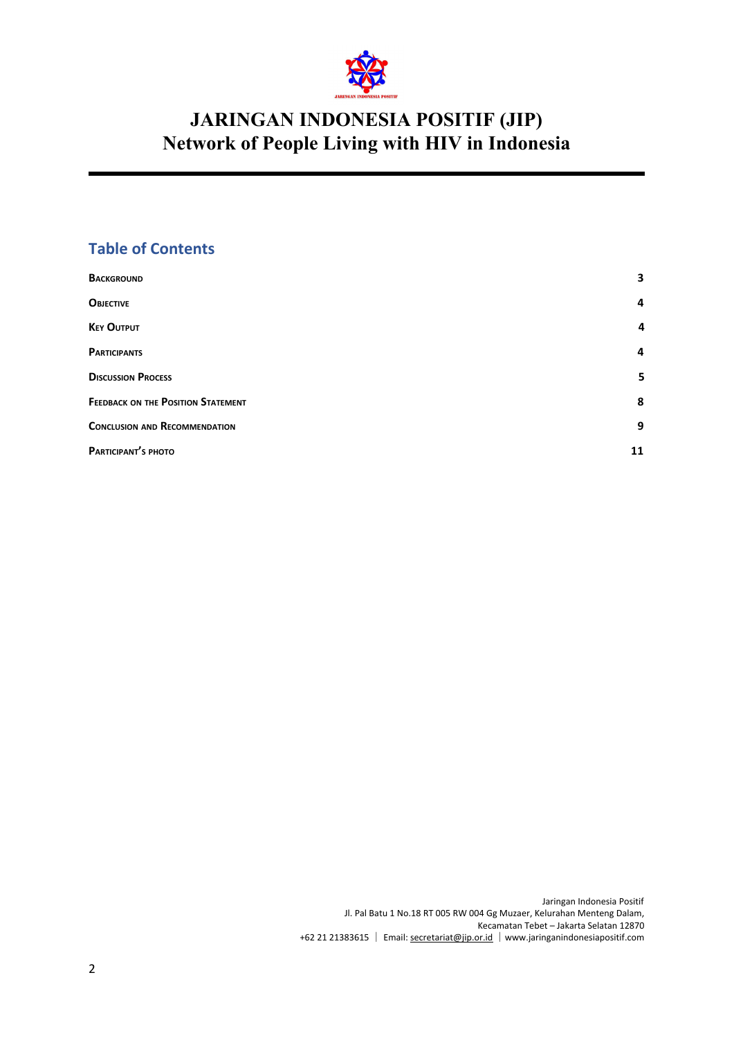# JARINGAN INDONESIA POSITIF (JIP)
## Network of People Living with HIV in Indonesia

## Table of Contents

| | |
|---|---|
| **Background** | **3** |
| **Objective** | **4** |
| **Key Output** | **4** |
| **Participants** | **4** |
| **Discussion Process** | **5** |
| **Feedback on the Position Statement** | **8** |
| **Conclusion and Recommendation** | **9** |
| **Participant's photo** | **11** |

Jaringan Indonesia Positif
Jl. Pal Batu 1 No.18 RT 005 RW 004 Gg Muzaer, Kelurahan Menteng Dalam,
Kecamatan Tebet – Jakarta Selatan 12870
+62 21 21383615 | Email: secretariat@jip.or.id | www.jaringanindonesiapositif.com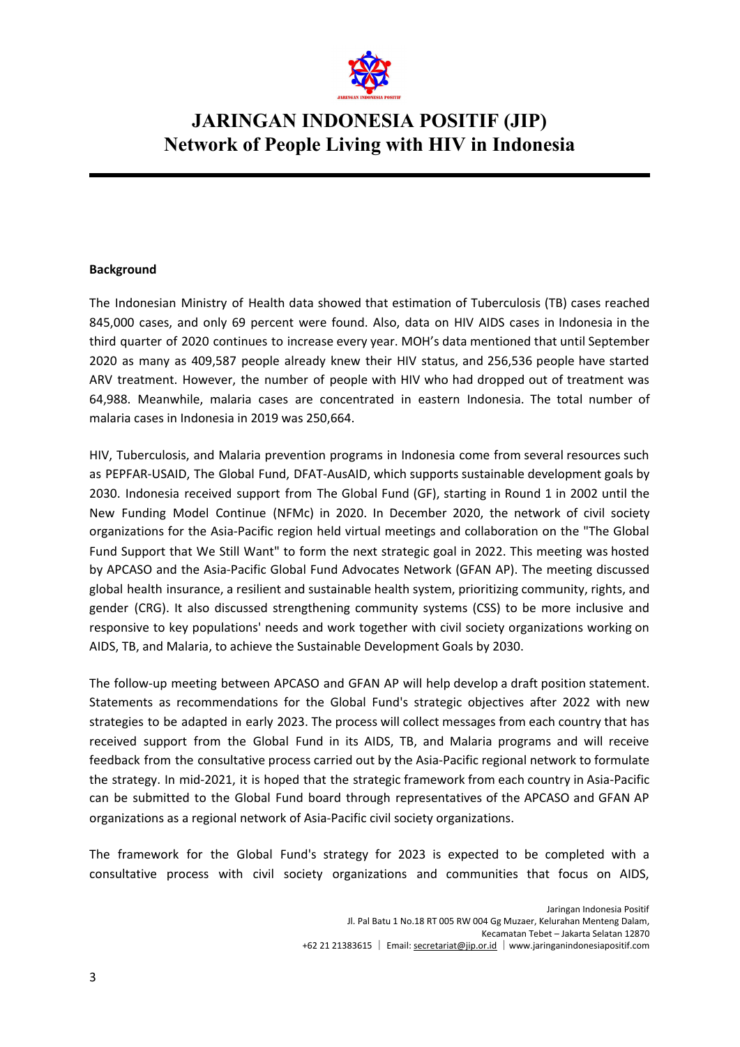**Background**

The Indonesian Ministry of Health data showed that estimation of Tuberculosis (TB) cases reached 845,000 cases, and only 69 percent were found. Also, data on HIV AIDS cases in Indonesia in the third quarter of 2020 continues to increase every year. MOH's data mentioned that until September 2020 as many as 409,587 people already knew their HIV status, and 256,536 people have started ARV treatment. However, the number of people with HIV who had dropped out of treatment was 64,988. Meanwhile, malaria cases are concentrated in eastern Indonesia. The total number of malaria cases in Indonesia in 2019 was 250,664.

HIV, Tuberculosis, and Malaria prevention programs in Indonesia come from several resources such as PEPFAR-USAID, The Global Fund, DFAT-AusAID, which supports sustainable development goals by 2030. Indonesia received support from The Global Fund (GF), starting in Round 1 in 2002 until the New Funding Model Continue (NFMc) in 2020. In December 2020, the network of civil society organizations for the Asia-Pacific region held virtual meetings and collaboration on the "The Global Fund Support that We Still Want" to form the next strategic goal in 2022. This meeting was hosted by APCASO and the Asia-Pacific Global Fund Advocates Network (GFAN AP). The meeting discussed global health insurance, a resilient and sustainable health system, prioritizing community, rights, and gender (CRG). It also discussed strengthening community systems (CSS) to be more inclusive and responsive to key populations' needs and work together with civil society organizations working on AIDS, TB, and Malaria, to achieve the Sustainable Development Goals by 2030.

The follow-up meeting between APCASO and GFAN AP will help develop a draft position statement. Statements as recommendations for the Global Fund's strategic objectives after 2022 with new strategies to be adapted in early 2023. The process will collect messages from each country that has received support from the Global Fund in its AIDS, TB, and Malaria programs and will receive feedback from the consultative process carried out by the Asia-Pacific regional network to formulate the strategy. In mid-2021, it is hoped that the strategic framework from each country in Asia-Pacific can be submitted to the Global Fund board through representatives of the APCASO and GFAN AP organizations as a regional network of Asia-Pacific civil society organizations.

The framework for the Global Fund's strategy for 2023 is expected to be completed with a consultative process with civil society organizations and communities that focus on AIDS,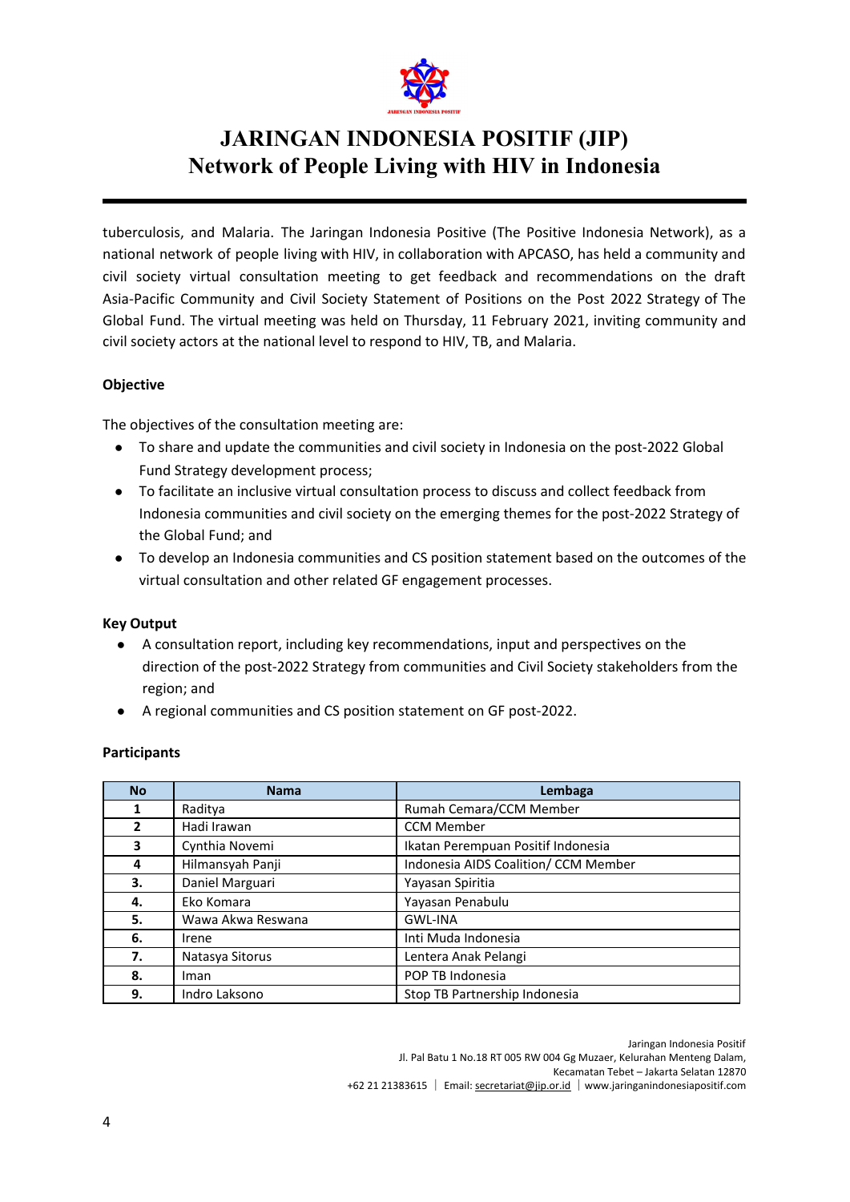tuberculosis, and Malaria. The Jaringan Indonesia Positive (The Positive Indonesia Network), as a national network of people living with HIV, in collaboration with APCASO, has held a community and civil society virtual consultation meeting to get feedback and recommendations on the draft Asia-Pacific Community and Civil Society Statement of Positions on the Post 2022 Strategy of The Global Fund. The virtual meeting was held on Thursday, 11 February 2021, inviting community and civil society actors at the national level to respond to HIV, TB, and Malaria.

**Objective**

The objectives of the consultation meeting are:

- To share and update the communities and civil society in Indonesia on the post-2022 Global Fund Strategy development process;
- To facilitate an inclusive virtual consultation process to discuss and collect feedback from Indonesia communities and civil society on the emerging themes for the post-2022 Strategy of the Global Fund; and
- To develop an Indonesia communities and CS position statement based on the outcomes of the virtual consultation and other related GF engagement processes.

**Key Output**

- A consultation report, including key recommendations, input and perspectives on the direction of the post-2022 Strategy from communities and Civil Society stakeholders from the region; and
- A regional communities and CS position statement on GF post-2022.

**Participants**

| No | Nama | Lembaga |
|---|---|---|
| 1 | Raditya | Rumah Cemara/CCM Member |
| 2 | Hadi Irawan | CCM Member |
| 3 | Cynthia Novemi | Ikatan Perempuan Positif Indonesia |
| 4 | Hilmansyah Panji | Indonesia AIDS Coalition/ CCM Member |
| 3. | Daniel Marguari | Yayasan Spiritia |
| 4. | Eko Komara | Yayasan Penabulu |
| 5. | Wawa Akwa Reswana | GWL-INA |
| 6. | Irene | Inti Muda Indonesia |
| 7. | Natasya Sitorus | Lentera Anak Pelangi |
| 8. | Iman | POP TB Indonesia |
| 9. | Indro Laksono | Stop TB Partnership Indonesia |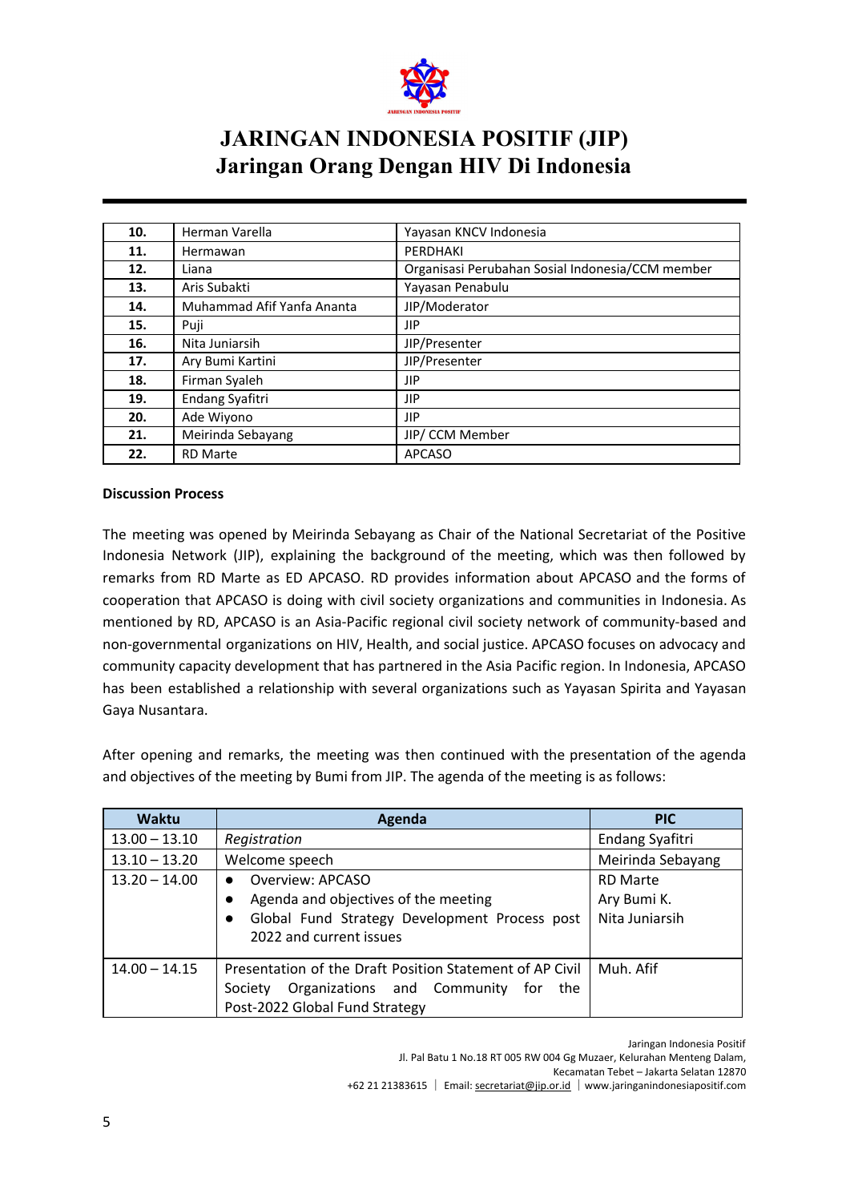| 10. | Herman Varella | Yayasan KNCV Indonesia |
|---|---|---|
| 11. | Hermawan | PERDHAKI |
| 12. | Liana | Organisasi Perubahan Sosial Indonesia/CCM member |
| 13. | Aris Subakti | Yayasan Penabulu |
| 14. | Muhammad Afif Yanfa Ananta | JIP/Moderator |
| 15. | Puji | JIP |
| 16. | Nita Juniarsih | JIP/Presenter |
| 17. | Ary Bumi Kartini | JIP/Presenter |
| 18. | Firman Syaleh | JIP |
| 19. | Endang Syafitri | JIP |
| 20. | Ade Wiyono | JIP |
| 21. | Meirinda Sebayang | JIP/ CCM Member |
| 22. | RD Marte | APCASO |

**Discussion Process**

The meeting was opened by Meirinda Sebayang as Chair of the National Secretariat of the Positive Indonesia Network (JIP), explaining the background of the meeting, which was then followed by remarks from RD Marte as ED APCASO. RD provides information about APCASO and the forms of cooperation that APCASO is doing with civil society organizations and communities in Indonesia. As mentioned by RD, APCASO is an Asia-Pacific regional civil society network of community-based and non-governmental organizations on HIV, Health, and social justice. APCASO focuses on advocacy and community capacity development that has partnered in the Asia Pacific region. In Indonesia, APCASO has been established a relationship with several organizations such as Yayasan Spirita and Yayasan Gaya Nusantara.

After opening and remarks, the meeting was then continued with the presentation of the agenda and objectives of the meeting by Bumi from JIP. The agenda of the meeting is as follows:

| Waktu | Agenda | PIC |
|---|---|---|
| 13.00 – 13.10 | *Registration* | Endang Syafitri |
| 13.10 – 13.20 | Welcome speech | Meirinda Sebayang |
| 13.20 – 14.00 | • Overview: APCASO<br>• Agenda and objectives of the meeting<br>• Global Fund Strategy Development Process post 2022 and current issues | RD Marte<br>Ary Bumi K.<br>Nita Juniarsih |
| 14.00 – 14.15 | Presentation of the Draft Position Statement of AP Civil Society Organizations and Community for the Post-2022 Global Fund Strategy | Muh. Afif |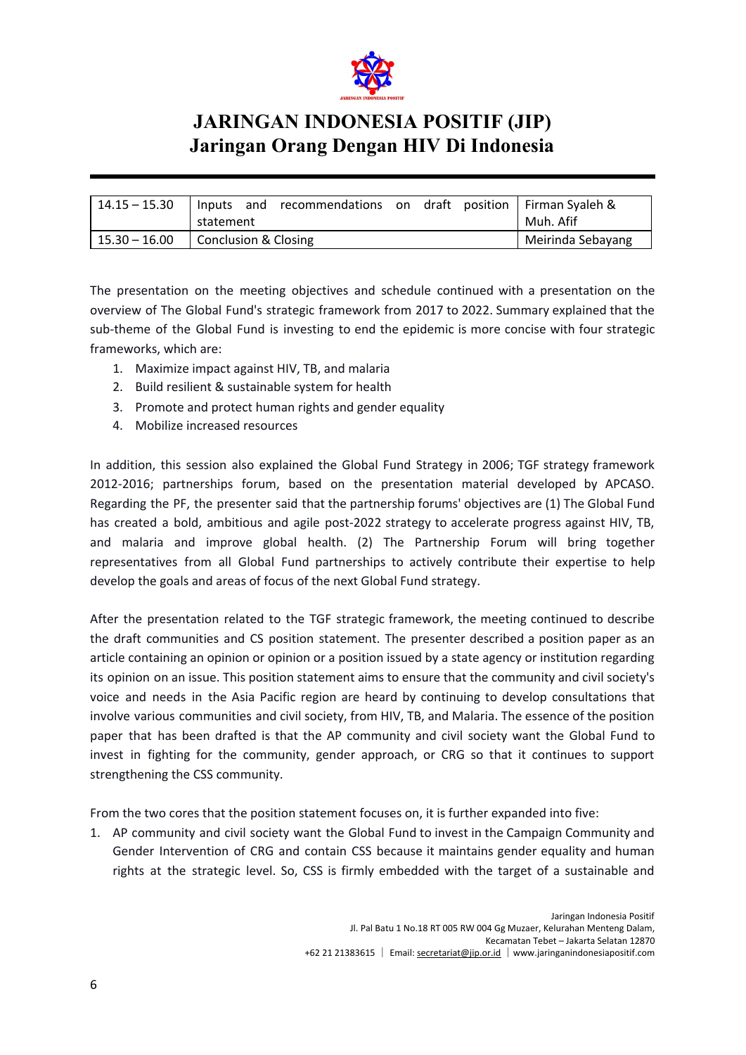| 14.15 – 15.30 | Inputs and recommendations on draft position statement | Firman Syaleh & Muh. Afif |
|---|---|---|
| 15.30 – 16.00 | Conclusion & Closing | Meirinda Sebayang |

The presentation on the meeting objectives and schedule continued with a presentation on the overview of The Global Fund's strategic framework from 2017 to 2022. Summary explained that the sub-theme of the Global Fund is investing to end the epidemic is more concise with four strategic frameworks, which are:

1. Maximize impact against HIV, TB, and malaria
2. Build resilient & sustainable system for health
3. Promote and protect human rights and gender equality
4. Mobilize increased resources

In addition, this session also explained the Global Fund Strategy in 2006; TGF strategy framework 2012-2016; partnerships forum, based on the presentation material developed by APCASO. Regarding the PF, the presenter said that the partnership forums' objectives are (1) The Global Fund has created a bold, ambitious and agile post-2022 strategy to accelerate progress against HIV, TB, and malaria and improve global health. (2) The Partnership Forum will bring together representatives from all Global Fund partnerships to actively contribute their expertise to help develop the goals and areas of focus of the next Global Fund strategy.

After the presentation related to the TGF strategic framework, the meeting continued to describe the draft communities and CS position statement. The presenter described a position paper as an article containing an opinion or opinion or a position issued by a state agency or institution regarding its opinion on an issue. This position statement aims to ensure that the community and civil society's voice and needs in the Asia Pacific region are heard by continuing to develop consultations that involve various communities and civil society, from HIV, TB, and Malaria. The essence of the position paper that has been drafted is that the AP community and civil society want the Global Fund to invest in fighting for the community, gender approach, or CRG so that it continues to support strengthening the CSS community.

From the two cores that the position statement focuses on, it is further expanded into five:

1. AP community and civil society want the Global Fund to invest in the Campaign Community and Gender Intervention of CRG and contain CSS because it maintains gender equality and human rights at the strategic level. So, CSS is firmly embedded with the target of a sustainable and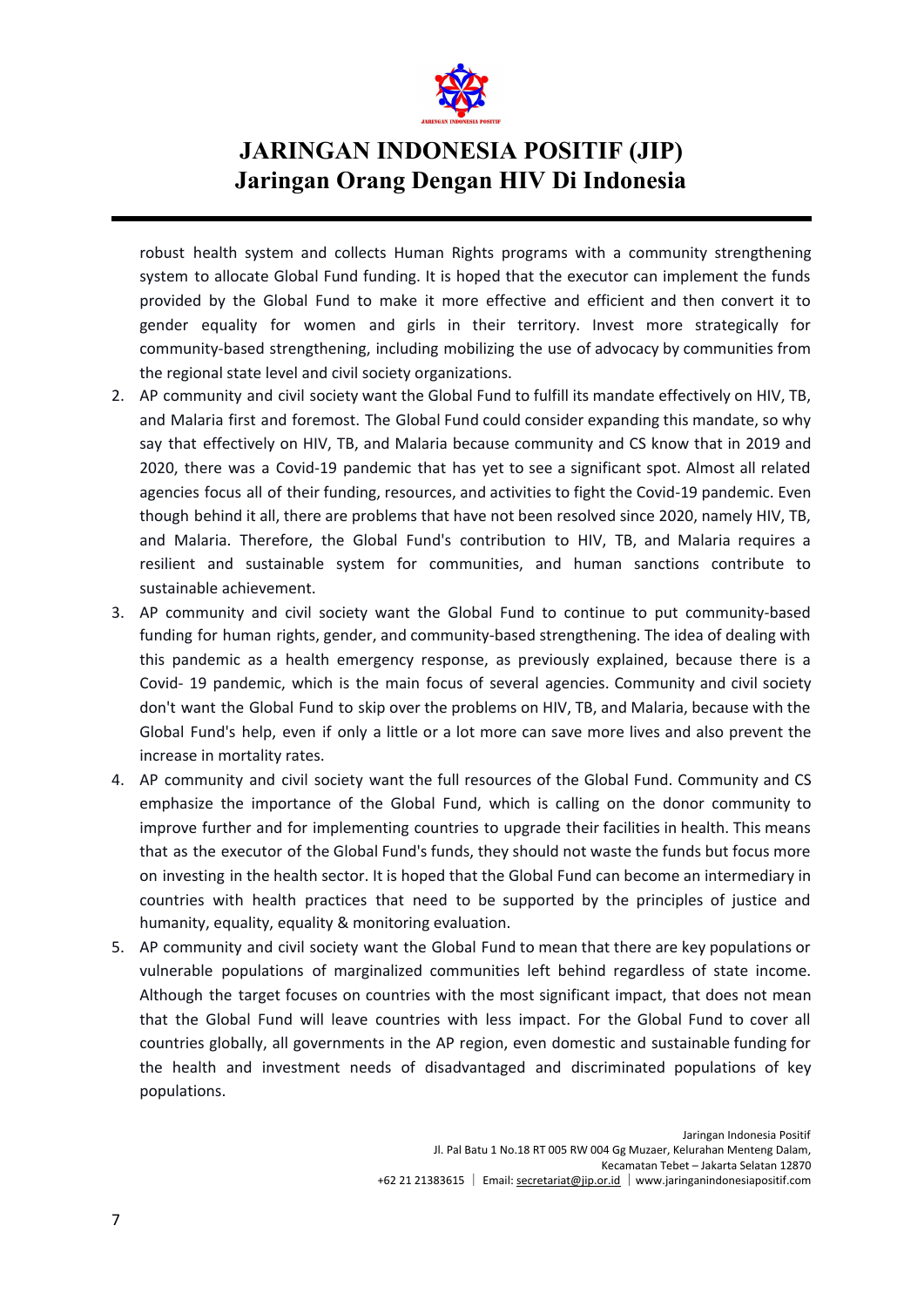robust health system and collects Human Rights programs with a community strengthening system to allocate Global Fund funding. It is hoped that the executor can implement the funds provided by the Global Fund to make it more effective and efficient and then convert it to gender equality for women and girls in their territory. Invest more strategically for community-based strengthening, including mobilizing the use of advocacy by communities from the regional state level and civil society organizations.

2. AP community and civil society want the Global Fund to fulfill its mandate effectively on HIV, TB, and Malaria first and foremost. The Global Fund could consider expanding this mandate, so why say that effectively on HIV, TB, and Malaria because community and CS know that in 2019 and 2020, there was a Covid-19 pandemic that has yet to see a significant spot. Almost all related agencies focus all of their funding, resources, and activities to fight the Covid-19 pandemic. Even though behind it all, there are problems that have not been resolved since 2020, namely HIV, TB, and Malaria. Therefore, the Global Fund's contribution to HIV, TB, and Malaria requires a resilient and sustainable system for communities, and human sanctions contribute to sustainable achievement.
3. AP community and civil society want the Global Fund to continue to put community-based funding for human rights, gender, and community-based strengthening. The idea of dealing with this pandemic as a health emergency response, as previously explained, because there is a Covid- 19 pandemic, which is the main focus of several agencies. Community and civil society don't want the Global Fund to skip over the problems on HIV, TB, and Malaria, because with the Global Fund's help, even if only a little or a lot more can save more lives and also prevent the increase in mortality rates.
4. AP community and civil society want the full resources of the Global Fund. Community and CS emphasize the importance of the Global Fund, which is calling on the donor community to improve further and for implementing countries to upgrade their facilities in health. This means that as the executor of the Global Fund's funds, they should not waste the funds but focus more on investing in the health sector. It is hoped that the Global Fund can become an intermediary in countries with health practices that need to be supported by the principles of justice and humanity, equality, equality & monitoring evaluation.
5. AP community and civil society want the Global Fund to mean that there are key populations or vulnerable populations of marginalized communities left behind regardless of state income. Although the target focuses on countries with the most significant impact, that does not mean that the Global Fund will leave countries with less impact. For the Global Fund to cover all countries globally, all governments in the AP region, even domestic and sustainable funding for the health and investment needs of disadvantaged and discriminated populations of key populations.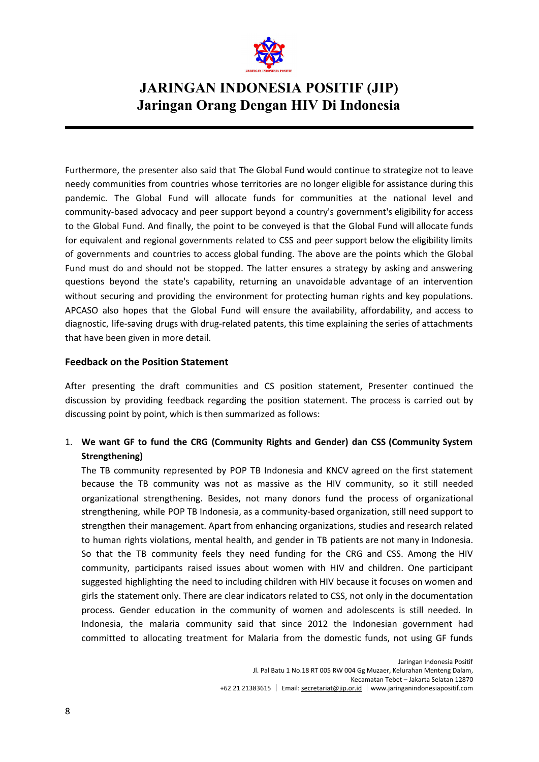Furthermore, the presenter also said that The Global Fund would continue to strategize not to leave needy communities from countries whose territories are no longer eligible for assistance during this pandemic. The Global Fund will allocate funds for communities at the national level and community-based advocacy and peer support beyond a country's government's eligibility for access to the Global Fund. And finally, the point to be conveyed is that the Global Fund will allocate funds for equivalent and regional governments related to CSS and peer support below the eligibility limits of governments and countries to access global funding. The above are the points which the Global Fund must do and should not be stopped. The latter ensures a strategy by asking and answering questions beyond the state's capability, returning an unavoidable advantage of an intervention without securing and providing the environment for protecting human rights and key populations. APCASO also hopes that the Global Fund will ensure the availability, affordability, and access to diagnostic, life-saving drugs with drug-related patents, this time explaining the series of attachments that have been given in more detail.

### Feedback on the Position Statement

After presenting the draft communities and CS position statement, Presenter continued the discussion by providing feedback regarding the position statement. The process is carried out by discussing point by point, which is then summarized as follows:

1. **We want GF to fund the CRG (Community Rights and Gender) dan CSS (Community System Strengthening)**
   The TB community represented by POP TB Indonesia and KNCV agreed on the first statement because the TB community was not as massive as the HIV community, so it still needed organizational strengthening. Besides, not many donors fund the process of organizational strengthening, while POP TB Indonesia, as a community-based organization, still need support to strengthen their management. Apart from enhancing organizations, studies and research related to human rights violations, mental health, and gender in TB patients are not many in Indonesia. So that the TB community feels they need funding for the CRG and CSS. Among the HIV community, participants raised issues about women with HIV and children. One participant suggested highlighting the need to including children with HIV because it focuses on women and girls the statement only. There are clear indicators related to CSS, not only in the documentation process. Gender education in the community of women and adolescents is still needed. In Indonesia, the malaria community said that since 2012 the Indonesian government had committed to allocating treatment for Malaria from the domestic funds, not using GF funds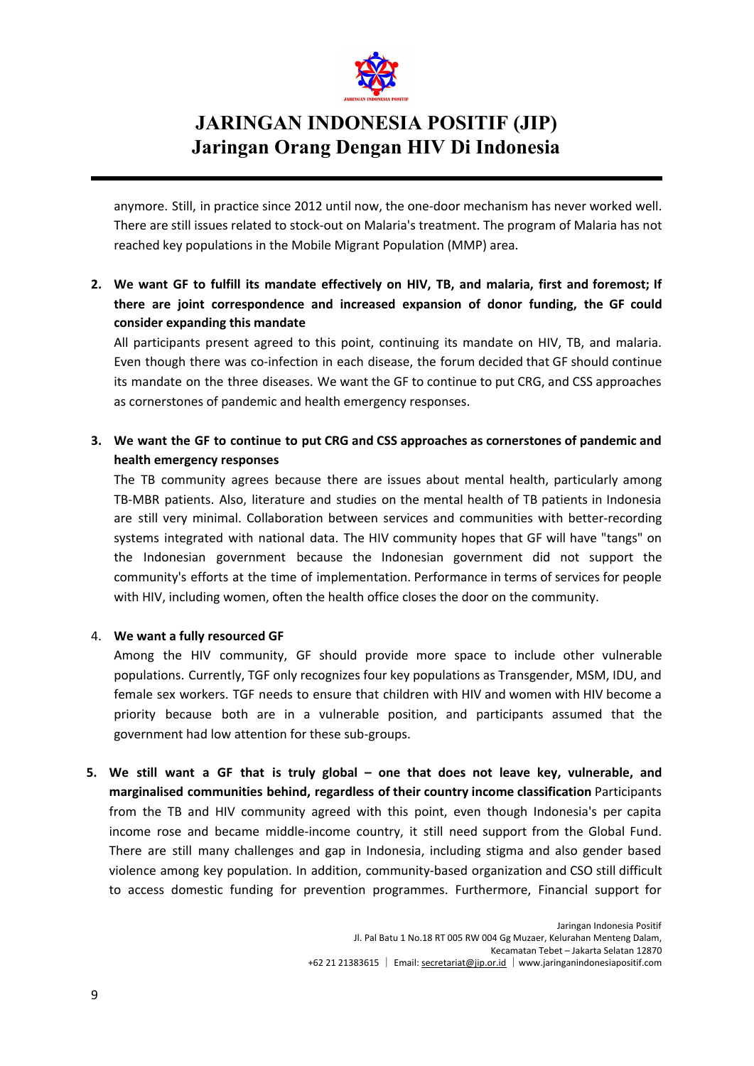anymore. Still, in practice since 2012 until now, the one-door mechanism has never worked well. There are still issues related to stock-out on Malaria's treatment. The program of Malaria has not reached key populations in the Mobile Migrant Population (MMP) area.

2. **We want GF to fulfill its mandate effectively on HIV, TB, and malaria, first and foremost; If there are joint correspondence and increased expansion of donor funding, the GF could consider expanding this mandate**

   All participants present agreed to this point, continuing its mandate on HIV, TB, and malaria. Even though there was co-infection in each disease, the forum decided that GF should continue its mandate on the three diseases. We want the GF to continue to put CRG, and CSS approaches as cornerstones of pandemic and health emergency responses.

3. **We want the GF to continue to put CRG and CSS approaches as cornerstones of pandemic and health emergency responses**

   The TB community agrees because there are issues about mental health, particularly among TB-MBR patients. Also, literature and studies on the mental health of TB patients in Indonesia are still very minimal. Collaboration between services and communities with better-recording systems integrated with national data. The HIV community hopes that GF will have "tangs" on the Indonesian government because the Indonesian government did not support the community's efforts at the time of implementation. Performance in terms of services for people with HIV, including women, often the health office closes the door on the community.

4. **We want a fully resourced GF**

   Among the HIV community, GF should provide more space to include other vulnerable populations. Currently, TGF only recognizes four key populations as Transgender, MSM, IDU, and female sex workers. TGF needs to ensure that children with HIV and women with HIV become a priority because both are in a vulnerable position, and participants assumed that the government had low attention for these sub-groups.

5. **We still want a GF that is truly global – one that does not leave key, vulnerable, and marginalised communities behind, regardless of their country income classification** Participants from the TB and HIV community agreed with this point, even though Indonesia's per capita income rose and became middle-income country, it still need support from the Global Fund. There are still many challenges and gap in Indonesia, including stigma and also gender based violence among key population. In addition, community-based organization and CSO still difficult to access domestic funding for prevention programmes. Furthermore, Financial support for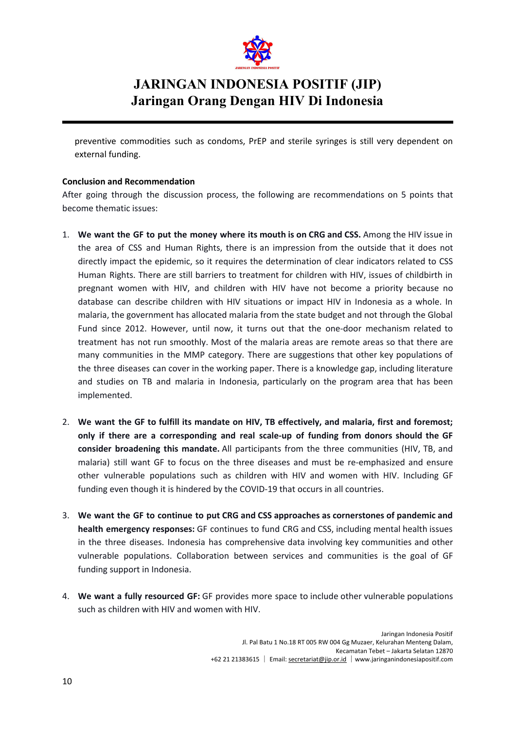preventive commodities such as condoms, PrEP and sterile syringes is still very dependent on external funding.

**Conclusion and Recommendation**

After going through the discussion process, the following are recommendations on 5 points that become thematic issues:

1. **We want the GF to put the money where its mouth is on CRG and CSS.** Among the HIV issue in the area of CSS and Human Rights, there is an impression from the outside that it does not directly impact the epidemic, so it requires the determination of clear indicators related to CSS Human Rights. There are still barriers to treatment for children with HIV, issues of childbirth in pregnant women with HIV, and children with HIV have not become a priority because no database can describe children with HIV situations or impact HIV in Indonesia as a whole. In malaria, the government has allocated malaria from the state budget and not through the Global Fund since 2012. However, until now, it turns out that the one-door mechanism related to treatment has not run smoothly. Most of the malaria areas are remote areas so that there are many communities in the MMP category. There are suggestions that other key populations of the three diseases can cover in the working paper. There is a knowledge gap, including literature and studies on TB and malaria in Indonesia, particularly on the program area that has been implemented.

2. **We want the GF to fulfill its mandate on HIV, TB effectively, and malaria, first and foremost; only if there are a corresponding and real scale-up of funding from donors should the GF consider broadening this mandate.** All participants from the three communities (HIV, TB, and malaria) still want GF to focus on the three diseases and must be re-emphasized and ensure other vulnerable populations such as children with HIV and women with HIV. Including GF funding even though it is hindered by the COVID-19 that occurs in all countries.

3. **We want the GF to continue to put CRG and CSS approaches as cornerstones of pandemic and health emergency responses:** GF continues to fund CRG and CSS, including mental health issues in the three diseases. Indonesia has comprehensive data involving key communities and other vulnerable populations. Collaboration between services and communities is the goal of GF funding support in Indonesia.

4. **We want a fully resourced GF:** GF provides more space to include other vulnerable populations such as children with HIV and women with HIV.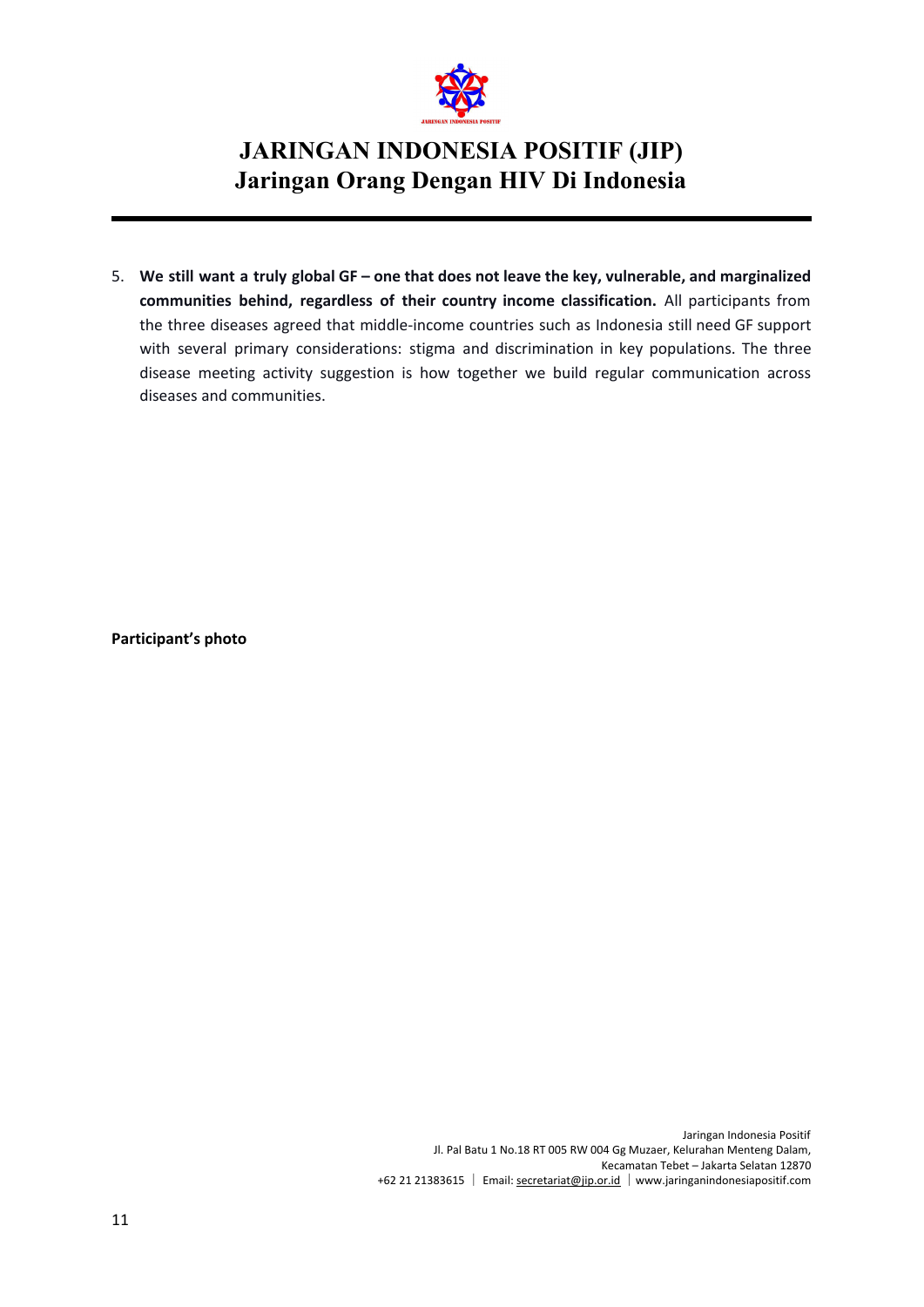5. **We still want a truly global GF – one that does not leave the key, vulnerable, and marginalized communities behind, regardless of their country income classification.** All participants from the three diseases agreed that middle-income countries such as Indonesia still need GF support with several primary considerations: stigma and discrimination in key populations. The three disease meeting activity suggestion is how together we build regular communication across diseases and communities.

**Participant's photo**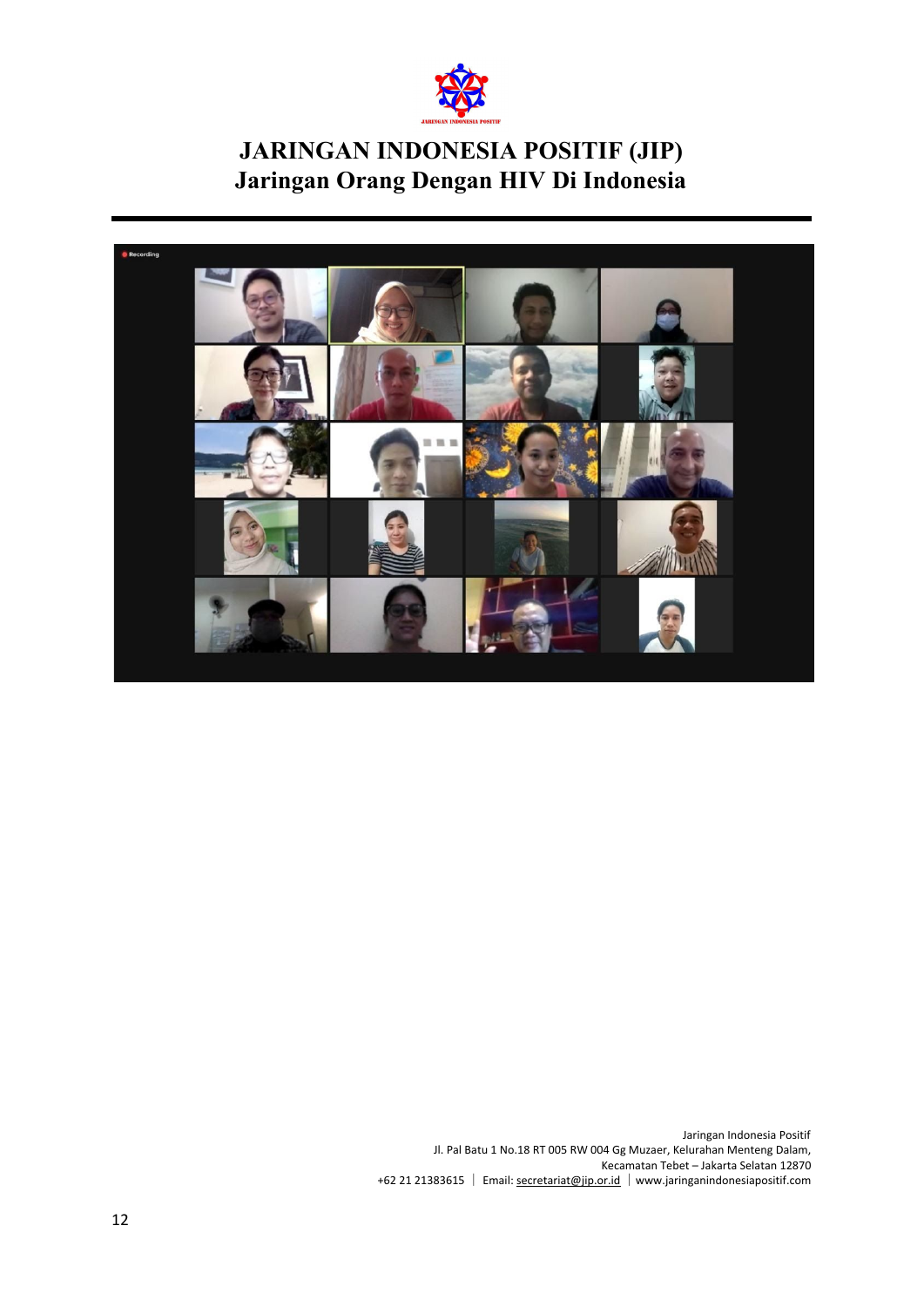# JARINGAN INDONESIA POSITIF (JIP)
## Jaringan Orang Dengan HIV Di Indonesia

Jaringan Indonesia Positif
Jl. Pal Batu 1 No.18 RT 005 RW 004 Gg Muzaer, Kelurahan Menteng Dalam,
Kecamatan Tebet – Jakarta Selatan 12870
+62 21 21383615 | Email: secretariat@jip.or.id | www.jaringanindonesiapositif.com